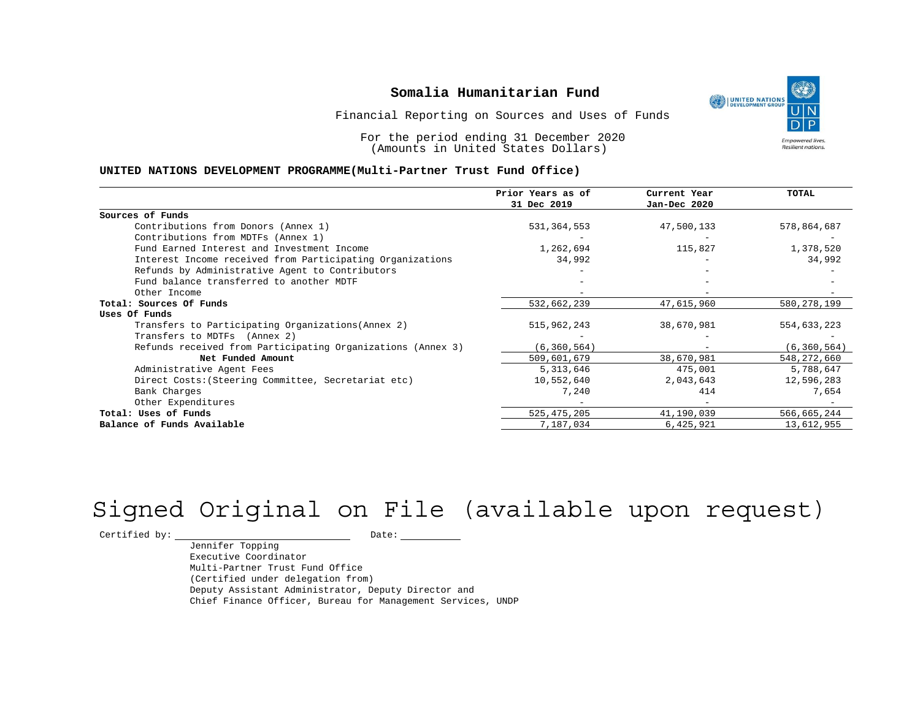# Somalia Humanitarian Fund

Financial Reporting on Sources and Uses of Funds

For the period ending 31 December 2020
(Amounts in United States Dollars)

**UNITED NATIONS DEVELOPMENT PROGRAMME(Multi-Partner Trust Fund Office)**

| | Prior Years as of 31 Dec 2019 | Current Year Jan-Dec 2020 | TOTAL |
|---|---|---|---|
| **Sources of Funds** | | | |
| Contributions from Donors (Annex 1) | 531,364,553 | 47,500,133 | 578,864,687 |
| Contributions from MDTFs (Annex 1) | - | - | - |
| Fund Earned Interest and Investment Income | 1,262,694 | 115,827 | 1,378,520 |
| Interest Income received from Participating Organizations | 34,992 | - | 34,992 |
| Refunds by Administrative Agent to Contributors | - | - | - |
| Fund balance transferred to another MDTF | - | - | - |
| Other Income | - | - | - |
| **Total: Sources Of Funds** | 532,662,239 | 47,615,960 | 580,278,199 |
| **Uses Of Funds** | | | |
| Transfers to Participating Organizations(Annex 2) | 515,962,243 | 38,670,981 | 554,633,223 |
| Transfers to MDTFs (Annex 2) | - | - | - |
| Refunds received from Participating Organizations (Annex 3) | (6,360,564) | - | (6,360,564) |
| **Net Funded Amount** | 509,601,679 | 38,670,981 | 548,272,660 |
| Administrative Agent Fees | 5,313,646 | 475,001 | 5,788,647 |
| Direct Costs:(Steering Committee, Secretariat etc) | 10,552,640 | 2,043,643 | 12,596,283 |
| Bank Charges | 7,240 | 414 | 7,654 |
| Other Expenditures | - | - | - |
| **Total: Uses of Funds** | 525,475,205 | 41,190,039 | 566,665,244 |
| **Balance of Funds Available** | 7,187,034 | 6,425,921 | 13,612,955 |

Signed Original on File (available upon request)

Certified by: ____________________ Date: __________

Jennifer Topping
Executive Coordinator
Multi-Partner Trust Fund Office
(Certified under delegation from)
Deputy Assistant Administrator, Deputy Director and
Chief Finance Officer, Bureau for Management Services, UNDP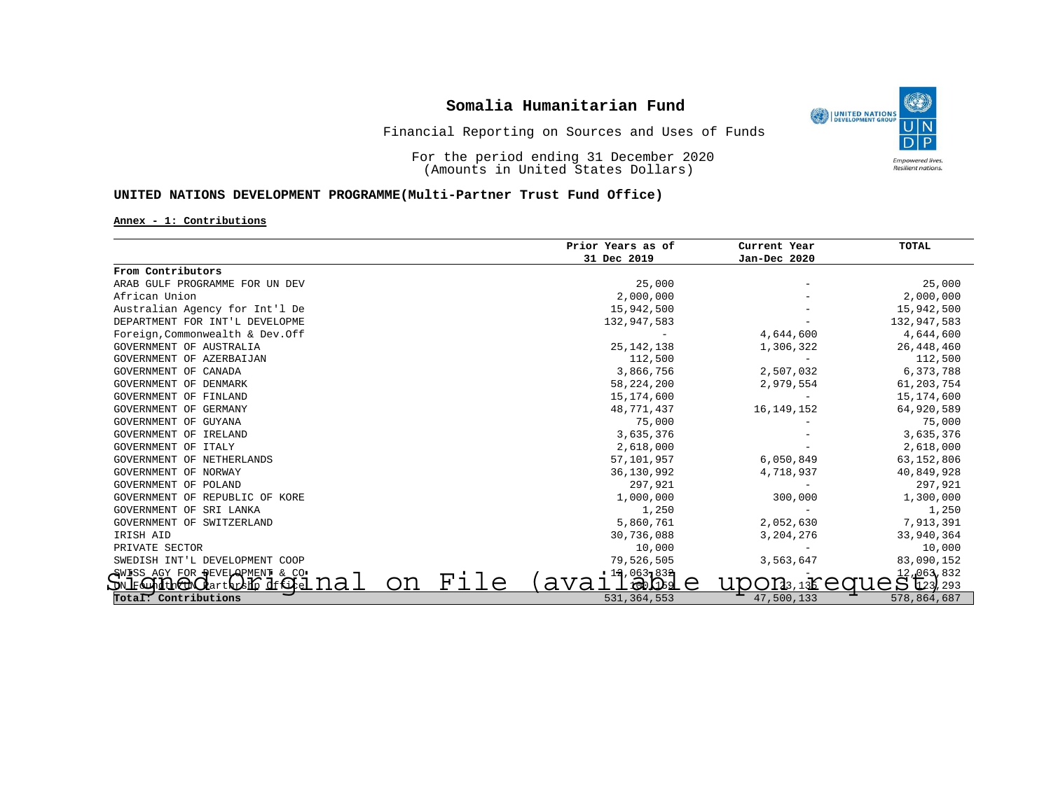# Somalia Humanitarian Fund

Financial Reporting on Sources and Uses of Funds

For the period ending 31 December 2020
(Amounts in United States Dollars)

**UNITED NATIONS DEVELOPMENT PROGRAMME(Multi-Partner Trust Fund Office)**

**Annex - 1: Contributions**

| | Prior Years as of 31 Dec 2019 | Current Year Jan-Dec 2020 | TOTAL |
|---|---|---|---|
| **From Contributors** | | | |
| ARAB GULF PROGRAMME FOR UN DEV | 25,000 | - | 25,000 |
| African Union | 2,000,000 | - | 2,000,000 |
| Australian Agency for Int'l De | 15,942,500 | - | 15,942,500 |
| DEPARTMENT FOR INT'L DEVELOPME | 132,947,583 | - | 132,947,583 |
| Foreign,Commonwealth & Dev.Off | - | 4,644,600 | 4,644,600 |
| GOVERNMENT OF AUSTRALIA | 25,142,138 | 1,306,322 | 26,448,460 |
| GOVERNMENT OF AZERBAIJAN | 112,500 | - | 112,500 |
| GOVERNMENT OF CANADA | 3,866,756 | 2,507,032 | 6,373,788 |
| GOVERNMENT OF DENMARK | 58,224,200 | 2,979,554 | 61,203,754 |
| GOVERNMENT OF FINLAND | 15,174,600 | - | 15,174,600 |
| GOVERNMENT OF GERMANY | 48,771,437 | 16,149,152 | 64,920,589 |
| GOVERNMENT OF GUYANA | 75,000 | - | 75,000 |
| GOVERNMENT OF IRELAND | 3,635,376 | - | 3,635,376 |
| GOVERNMENT OF ITALY | 2,618,000 | - | 2,618,000 |
| GOVERNMENT OF NETHERLANDS | 57,101,957 | 6,050,849 | 63,152,806 |
| GOVERNMENT OF NORWAY | 36,130,992 | 4,718,937 | 40,849,928 |
| GOVERNMENT OF POLAND | 297,921 | - | 297,921 |
| GOVERNMENT OF REPUBLIC OF KORE | 1,000,000 | 300,000 | 1,300,000 |
| GOVERNMENT OF SRI LANKA | 1,250 | - | 1,250 |
| GOVERNMENT OF SWITZERLAND | 5,860,761 | 2,052,630 | 7,913,391 |
| IRISH AID | 30,736,088 | 3,204,276 | 33,940,364 |
| PRIVATE SECTOR | 10,000 | - | 10,000 |
| SWEDISH INT'L DEVELOPMENT COOP | 79,526,505 | 3,563,647 | 83,090,152 |
| SWISS AGY FOR DEVELOPMENT & CO | 12,063,832 | - | 12,063,832 |
| UN Foundation/UN Partnership Office | 100,159 | 23,134 | 123,293 |
| **Total: Contributions** | 531,364,553 | 47,500,133 | 578,864,687 |

Signed Original on File (available upon request)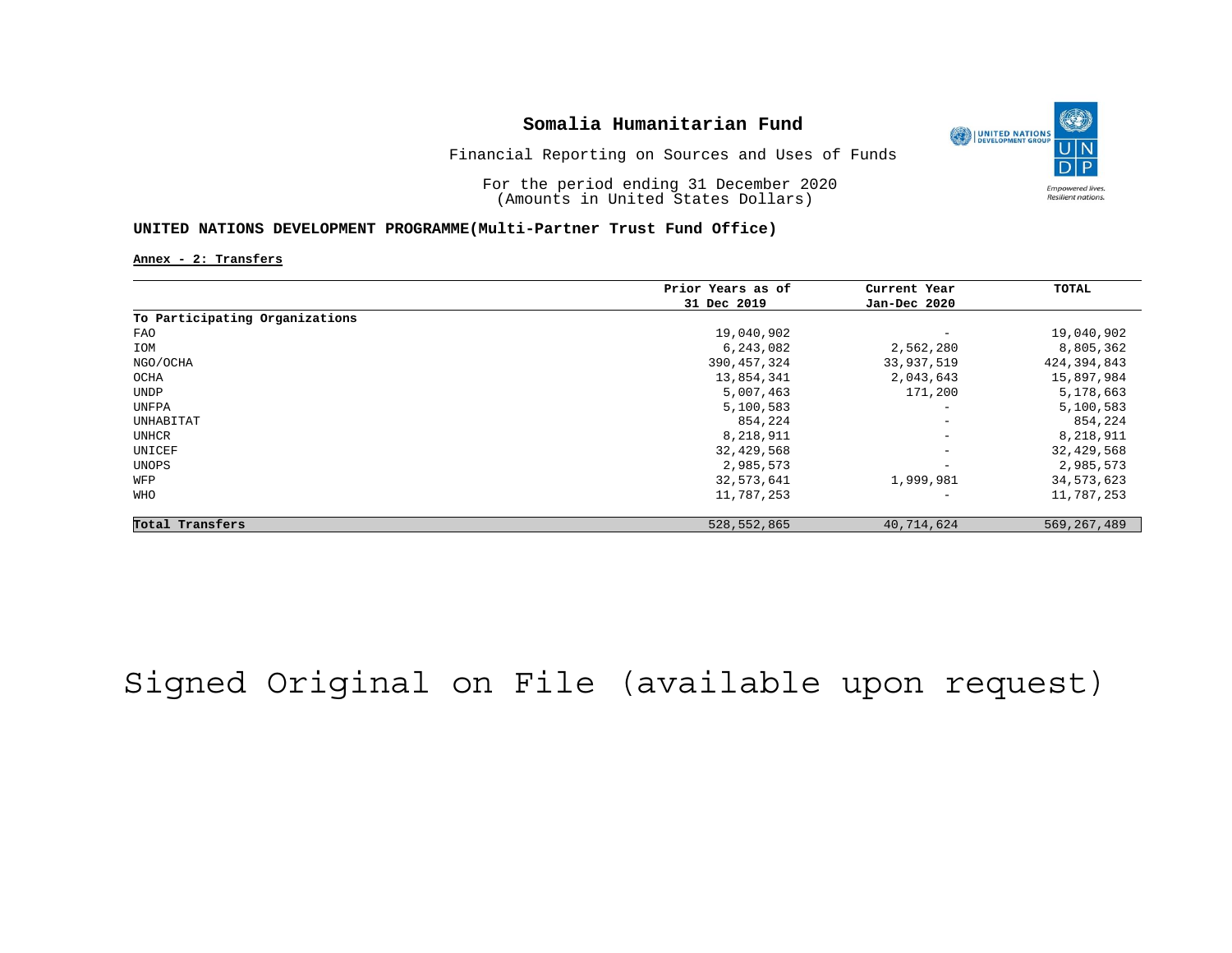# Somalia Humanitarian Fund

Financial Reporting on Sources and Uses of Funds

For the period ending 31 December 2020
(Amounts in United States Dollars)

**UNITED NATIONS DEVELOPMENT PROGRAMME(Multi-Partner Trust Fund Office)**

**Annex - 2: Transfers**

| | Prior Years as of 31 Dec 2019 | Current Year Jan-Dec 2020 | TOTAL |
|---|---|---|---|
| **To Participating Organizations** | | | |
| FAO | 19,040,902 | - | 19,040,902 |
| IOM | 6,243,082 | 2,562,280 | 8,805,362 |
| NGO/OCHA | 390,457,324 | 33,937,519 | 424,394,843 |
| OCHA | 13,854,341 | 2,043,643 | 15,897,984 |
| UNDP | 5,007,463 | 171,200 | 5,178,663 |
| UNFPA | 5,100,583 | - | 5,100,583 |
| UNHABITAT | 854,224 | - | 854,224 |
| UNHCR | 8,218,911 | - | 8,218,911 |
| UNICEF | 32,429,568 | - | 32,429,568 |
| UNOPS | 2,985,573 | - | 2,985,573 |
| WFP | 32,573,641 | 1,999,981 | 34,573,623 |
| WHO | 11,787,253 | - | 11,787,253 |
| **Total Transfers** | 528,552,865 | 40,714,624 | 569,267,489 |

Signed Original on File (available upon request)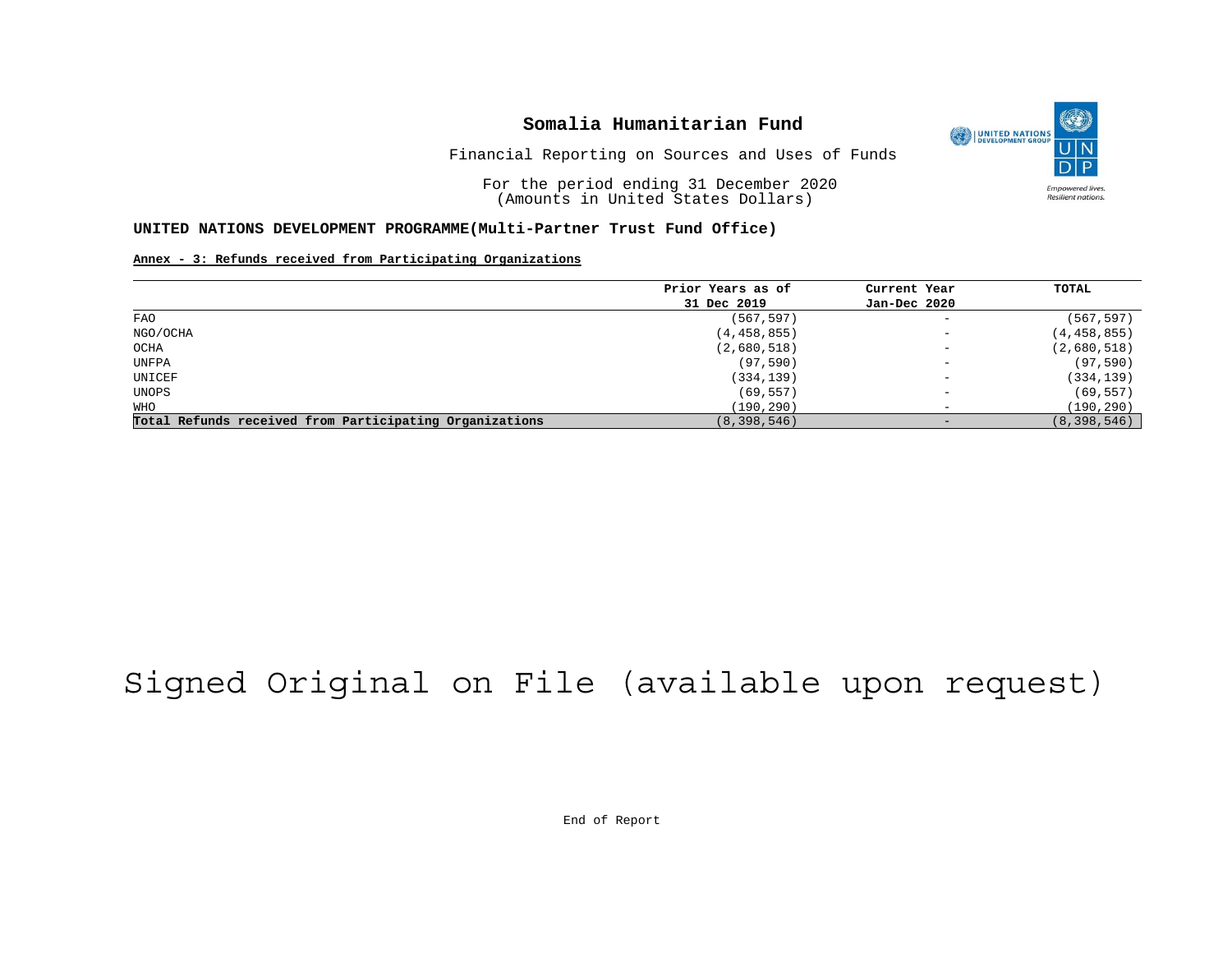**Somalia Humanitarian Fund**

Financial Reporting on Sources and Uses of Funds

For the period ending 31 December 2020
(Amounts in United States Dollars)

**UNITED NATIONS DEVELOPMENT PROGRAMME(Multi-Partner Trust Fund Office)**

**Annex - 3: Refunds received from Participating Organizations**

| | Prior Years as of 31 Dec 2019 | Current Year Jan-Dec 2020 | TOTAL |
|---|---|---|---|
| FAO | (567,597) | - | (567,597) |
| NGO/OCHA | (4,458,855) | - | (4,458,855) |
| OCHA | (2,680,518) | - | (2,680,518) |
| UNFPA | (97,590) | - | (97,590) |
| UNICEF | (334,139) | - | (334,139) |
| UNOPS | (69,557) | - | (69,557) |
| WHO | (190,290) | - | (190,290) |
| **Total Refunds received from Participating Organizations** | (8,398,546) | - | (8,398,546) |

Signed Original on File (available upon request)

End of Report